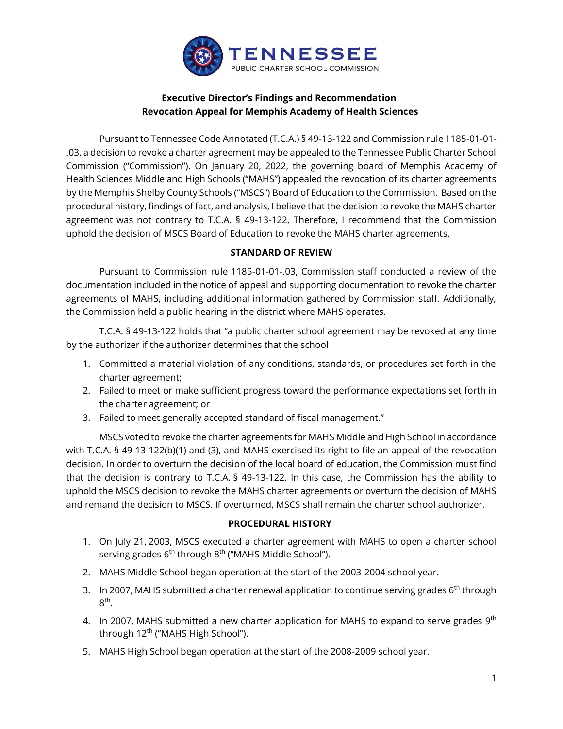TENNESSEE
PUBLIC CHARTER SCHOOL COMMISSION

**Executive Director's Findings and Recommendation**
**Revocation Appeal for Memphis Academy of Health Sciences**

Pursuant to Tennessee Code Annotated (T.C.A.) § 49-13-122 and Commission rule 1185-01-01-.03, a decision to revoke a charter agreement may be appealed to the Tennessee Public Charter School Commission ("Commission"). On January 20, 2022, the governing board of Memphis Academy of Health Sciences Middle and High Schools ("MAHS") appealed the revocation of its charter agreements by the Memphis Shelby County Schools ("MSCS") Board of Education to the Commission. Based on the procedural history, findings of fact, and analysis, I believe that the decision to revoke the MAHS charter agreement was not contrary to T.C.A. § 49-13-122. Therefore, I recommend that the Commission uphold the decision of MSCS Board of Education to revoke the MAHS charter agreements.

## STANDARD OF REVIEW

Pursuant to Commission rule 1185-01-01-.03, Commission staff conducted a review of the documentation included in the notice of appeal and supporting documentation to revoke the charter agreements of MAHS, including additional information gathered by Commission staff. Additionally, the Commission held a public hearing in the district where MAHS operates.

T.C.A. § 49-13-122 holds that "a public charter school agreement may be revoked at any time by the authorizer if the authorizer determines that the school

1. Committed a material violation of any conditions, standards, or procedures set forth in the charter agreement;
2. Failed to meet or make sufficient progress toward the performance expectations set forth in the charter agreement; or
3. Failed to meet generally accepted standard of fiscal management."

MSCS voted to revoke the charter agreements for MAHS Middle and High School in accordance with T.C.A. § 49-13-122(b)(1) and (3), and MAHS exercised its right to file an appeal of the revocation decision. In order to overturn the decision of the local board of education, the Commission must find that the decision is contrary to T.C.A. § 49-13-122. In this case, the Commission has the ability to uphold the MSCS decision to revoke the MAHS charter agreements or overturn the decision of MAHS and remand the decision to MSCS. If overturned, MSCS shall remain the charter school authorizer.

## PROCEDURAL HISTORY

1. On July 21, 2003, MSCS executed a charter agreement with MAHS to open a charter school serving grades 6th through 8th ("MAHS Middle School").
2. MAHS Middle School began operation at the start of the 2003-2004 school year.
3. In 2007, MAHS submitted a charter renewal application to continue serving grades 6th through 8th.
4. In 2007, MAHS submitted a new charter application for MAHS to expand to serve grades 9th through 12th ("MAHS High School").
5. MAHS High School began operation at the start of the 2008-2009 school year.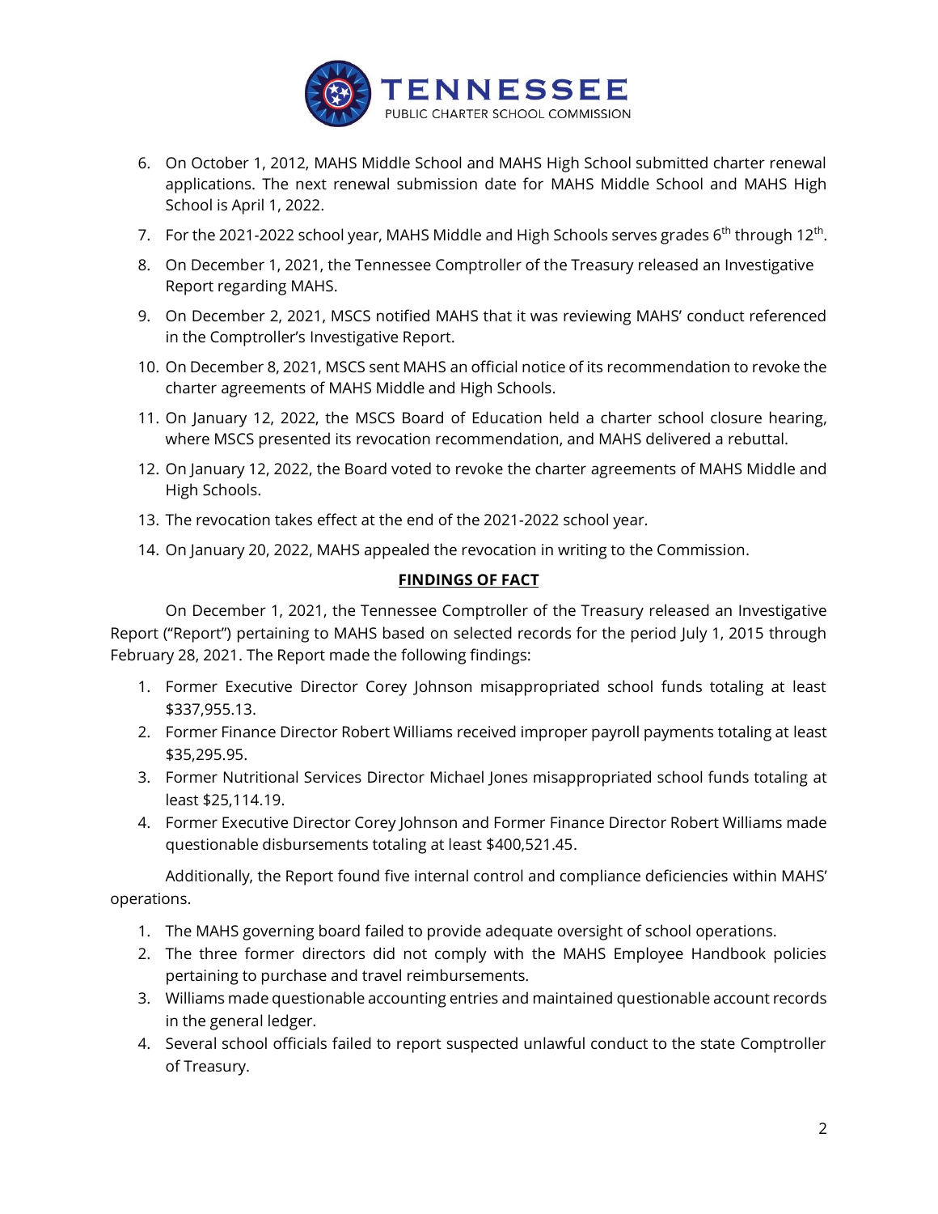6. On October 1, 2012, MAHS Middle School and MAHS High School submitted charter renewal applications. The next renewal submission date for MAHS Middle School and MAHS High School is April 1, 2022.
7. For the 2021-2022 school year, MAHS Middle and High Schools serves grades 6th through 12th.
8. On December 1, 2021, the Tennessee Comptroller of the Treasury released an Investigative Report regarding MAHS.
9. On December 2, 2021, MSCS notified MAHS that it was reviewing MAHS' conduct referenced in the Comptroller's Investigative Report.
10. On December 8, 2021, MSCS sent MAHS an official notice of its recommendation to revoke the charter agreements of MAHS Middle and High Schools.
11. On January 12, 2022, the MSCS Board of Education held a charter school closure hearing, where MSCS presented its revocation recommendation, and MAHS delivered a rebuttal.
12. On January 12, 2022, the Board voted to revoke the charter agreements of MAHS Middle and High Schools.
13. The revocation takes effect at the end of the 2021-2022 school year.
14. On January 20, 2022, MAHS appealed the revocation in writing to the Commission.

## **FINDINGS OF FACT**

On December 1, 2021, the Tennessee Comptroller of the Treasury released an Investigative Report ("Report") pertaining to MAHS based on selected records for the period July 1, 2015 through February 28, 2021. The Report made the following findings:

1. Former Executive Director Corey Johnson misappropriated school funds totaling at least $337,955.13.
2. Former Finance Director Robert Williams received improper payroll payments totaling at least $35,295.95.
3. Former Nutritional Services Director Michael Jones misappropriated school funds totaling at least $25,114.19.
4. Former Executive Director Corey Johnson and Former Finance Director Robert Williams made questionable disbursements totaling at least $400,521.45.

Additionally, the Report found five internal control and compliance deficiencies within MAHS' operations.

1. The MAHS governing board failed to provide adequate oversight of school operations.
2. The three former directors did not comply with the MAHS Employee Handbook policies pertaining to purchase and travel reimbursements.
3. Williams made questionable accounting entries and maintained questionable account records in the general ledger.
4. Several school officials failed to report suspected unlawful conduct to the state Comptroller of Treasury.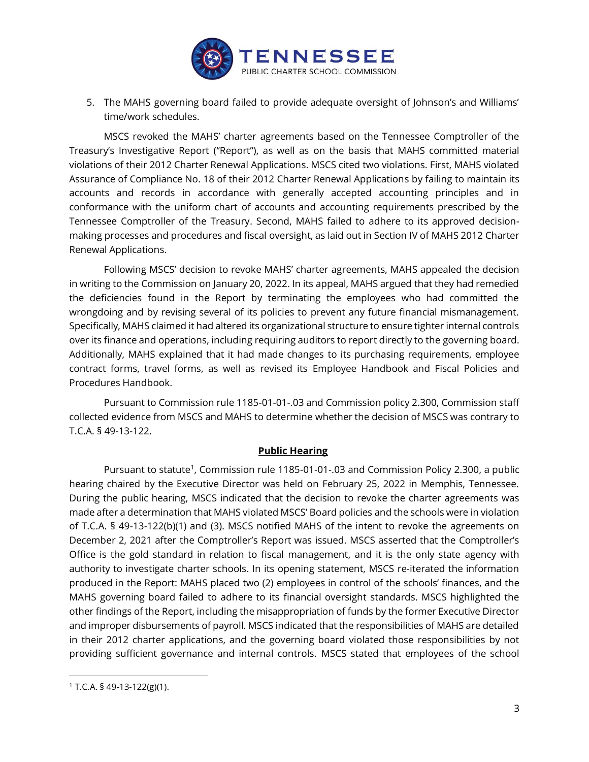5. The MAHS governing board failed to provide adequate oversight of Johnson's and Williams' time/work schedules.

MSCS revoked the MAHS' charter agreements based on the Tennessee Comptroller of the Treasury's Investigative Report ("Report"), as well as on the basis that MAHS committed material violations of their 2012 Charter Renewal Applications. MSCS cited two violations. First, MAHS violated Assurance of Compliance No. 18 of their 2012 Charter Renewal Applications by failing to maintain its accounts and records in accordance with generally accepted accounting principles and in conformance with the uniform chart of accounts and accounting requirements prescribed by the Tennessee Comptroller of the Treasury. Second, MAHS failed to adhere to its approved decision-making processes and procedures and fiscal oversight, as laid out in Section IV of MAHS 2012 Charter Renewal Applications.

Following MSCS' decision to revoke MAHS' charter agreements, MAHS appealed the decision in writing to the Commission on January 20, 2022. In its appeal, MAHS argued that they had remedied the deficiencies found in the Report by terminating the employees who had committed the wrongdoing and by revising several of its policies to prevent any future financial mismanagement. Specifically, MAHS claimed it had altered its organizational structure to ensure tighter internal controls over its finance and operations, including requiring auditors to report directly to the governing board. Additionally, MAHS explained that it had made changes to its purchasing requirements, employee contract forms, travel forms, as well as revised its Employee Handbook and Fiscal Policies and Procedures Handbook.

Pursuant to Commission rule 1185-01-01-.03 and Commission policy 2.300, Commission staff collected evidence from MSCS and MAHS to determine whether the decision of MSCS was contrary to T.C.A. § 49-13-122.

## Public Hearing

Pursuant to statute[1], Commission rule 1185-01-01-.03 and Commission Policy 2.300, a public hearing chaired by the Executive Director was held on February 25, 2022 in Memphis, Tennessee. During the public hearing, MSCS indicated that the decision to revoke the charter agreements was made after a determination that MAHS violated MSCS' Board policies and the schools were in violation of T.C.A. § 49-13-122(b)(1) and (3). MSCS notified MAHS of the intent to revoke the agreements on December 2, 2021 after the Comptroller's Report was issued. MSCS asserted that the Comptroller's Office is the gold standard in relation to fiscal management, and it is the only state agency with authority to investigate charter schools. In its opening statement, MSCS re-iterated the information produced in the Report: MAHS placed two (2) employees in control of the schools' finances, and the MAHS governing board failed to adhere to its financial oversight standards. MSCS highlighted the other findings of the Report, including the misappropriation of funds by the former Executive Director and improper disbursements of payroll. MSCS indicated that the responsibilities of MAHS are detailed in their 2012 charter applications, and the governing board violated those responsibilities by not providing sufficient governance and internal controls. MSCS stated that employees of the school

[1] T.C.A. § 49-13-122(g)(1).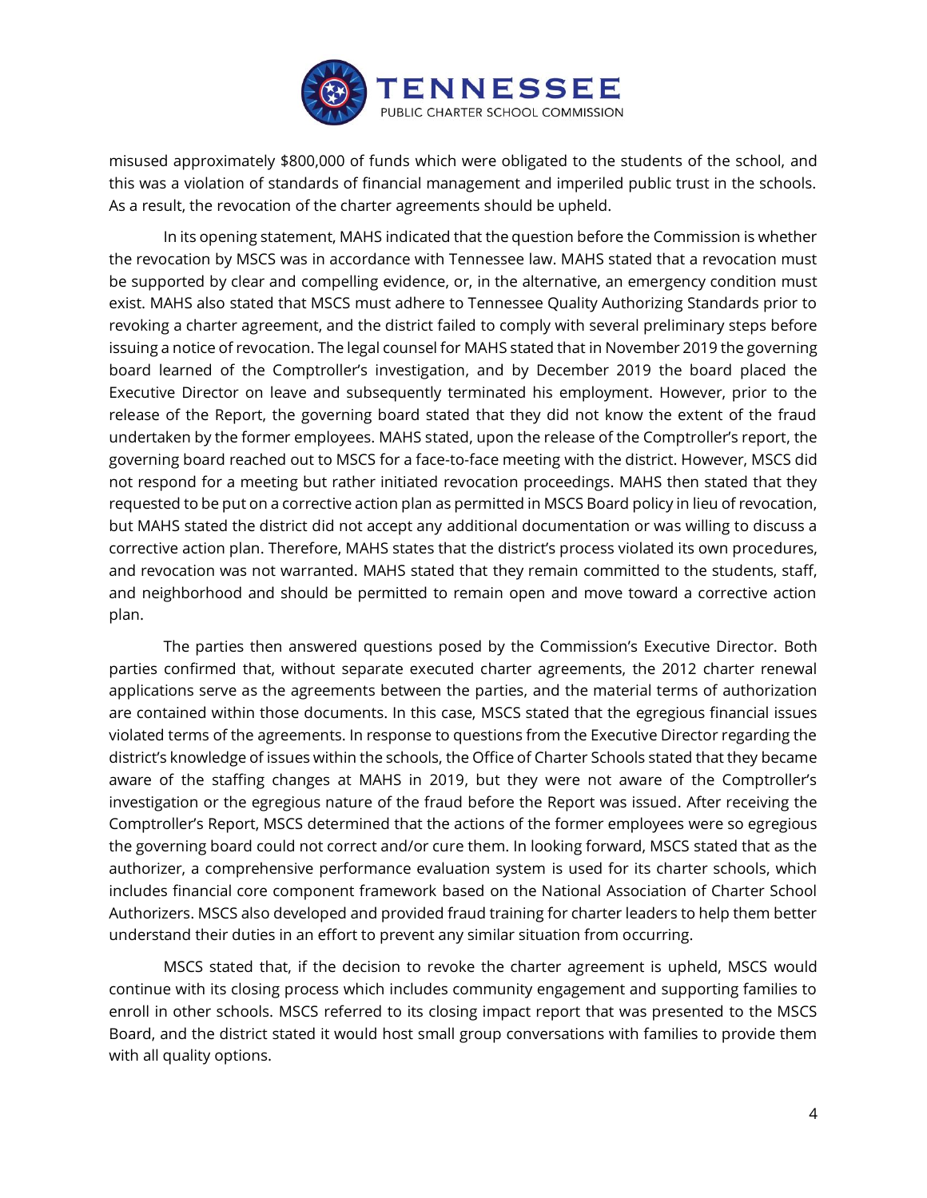misused approximately $800,000 of funds which were obligated to the students of the school, and this was a violation of standards of financial management and imperiled public trust in the schools. As a result, the revocation of the charter agreements should be upheld.

In its opening statement, MAHS indicated that the question before the Commission is whether the revocation by MSCS was in accordance with Tennessee law. MAHS stated that a revocation must be supported by clear and compelling evidence, or, in the alternative, an emergency condition must exist. MAHS also stated that MSCS must adhere to Tennessee Quality Authorizing Standards prior to revoking a charter agreement, and the district failed to comply with several preliminary steps before issuing a notice of revocation. The legal counsel for MAHS stated that in November 2019 the governing board learned of the Comptroller's investigation, and by December 2019 the board placed the Executive Director on leave and subsequently terminated his employment. However, prior to the release of the Report, the governing board stated that they did not know the extent of the fraud undertaken by the former employees. MAHS stated, upon the release of the Comptroller's report, the governing board reached out to MSCS for a face-to-face meeting with the district. However, MSCS did not respond for a meeting but rather initiated revocation proceedings. MAHS then stated that they requested to be put on a corrective action plan as permitted in MSCS Board policy in lieu of revocation, but MAHS stated the district did not accept any additional documentation or was willing to discuss a corrective action plan. Therefore, MAHS states that the district's process violated its own procedures, and revocation was not warranted. MAHS stated that they remain committed to the students, staff, and neighborhood and should be permitted to remain open and move toward a corrective action plan.

The parties then answered questions posed by the Commission's Executive Director. Both parties confirmed that, without separate executed charter agreements, the 2012 charter renewal applications serve as the agreements between the parties, and the material terms of authorization are contained within those documents. In this case, MSCS stated that the egregious financial issues violated terms of the agreements. In response to questions from the Executive Director regarding the district's knowledge of issues within the schools, the Office of Charter Schools stated that they became aware of the staffing changes at MAHS in 2019, but they were not aware of the Comptroller's investigation or the egregious nature of the fraud before the Report was issued. After receiving the Comptroller's Report, MSCS determined that the actions of the former employees were so egregious the governing board could not correct and/or cure them. In looking forward, MSCS stated that as the authorizer, a comprehensive performance evaluation system is used for its charter schools, which includes financial core component framework based on the National Association of Charter School Authorizers. MSCS also developed and provided fraud training for charter leaders to help them better understand their duties in an effort to prevent any similar situation from occurring.

MSCS stated that, if the decision to revoke the charter agreement is upheld, MSCS would continue with its closing process which includes community engagement and supporting families to enroll in other schools. MSCS referred to its closing impact report that was presented to the MSCS Board, and the district stated it would host small group conversations with families to provide them with all quality options.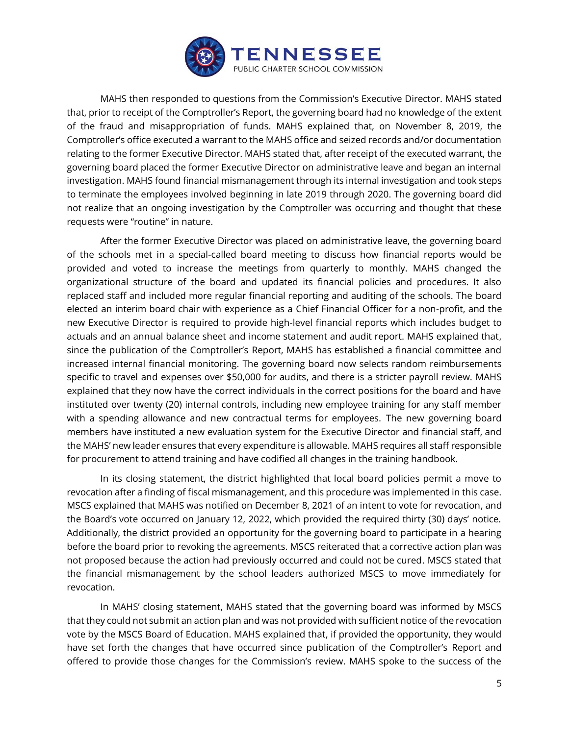MAHS then responded to questions from the Commission's Executive Director. MAHS stated that, prior to receipt of the Comptroller's Report, the governing board had no knowledge of the extent of the fraud and misappropriation of funds. MAHS explained that, on November 8, 2019, the Comptroller's office executed a warrant to the MAHS office and seized records and/or documentation relating to the former Executive Director. MAHS stated that, after receipt of the executed warrant, the governing board placed the former Executive Director on administrative leave and began an internal investigation. MAHS found financial mismanagement through its internal investigation and took steps to terminate the employees involved beginning in late 2019 through 2020. The governing board did not realize that an ongoing investigation by the Comptroller was occurring and thought that these requests were "routine" in nature.

After the former Executive Director was placed on administrative leave, the governing board of the schools met in a special-called board meeting to discuss how financial reports would be provided and voted to increase the meetings from quarterly to monthly. MAHS changed the organizational structure of the board and updated its financial policies and procedures. It also replaced staff and included more regular financial reporting and auditing of the schools. The board elected an interim board chair with experience as a Chief Financial Officer for a non-profit, and the new Executive Director is required to provide high-level financial reports which includes budget to actuals and an annual balance sheet and income statement and audit report. MAHS explained that, since the publication of the Comptroller's Report, MAHS has established a financial committee and increased internal financial monitoring. The governing board now selects random reimbursements specific to travel and expenses over $50,000 for audits, and there is a stricter payroll review. MAHS explained that they now have the correct individuals in the correct positions for the board and have instituted over twenty (20) internal controls, including new employee training for any staff member with a spending allowance and new contractual terms for employees. The new governing board members have instituted a new evaluation system for the Executive Director and financial staff, and the MAHS' new leader ensures that every expenditure is allowable. MAHS requires all staff responsible for procurement to attend training and have codified all changes in the training handbook.

In its closing statement, the district highlighted that local board policies permit a move to revocation after a finding of fiscal mismanagement, and this procedure was implemented in this case. MSCS explained that MAHS was notified on December 8, 2021 of an intent to vote for revocation, and the Board's vote occurred on January 12, 2022, which provided the required thirty (30) days' notice. Additionally, the district provided an opportunity for the governing board to participate in a hearing before the board prior to revoking the agreements. MSCS reiterated that a corrective action plan was not proposed because the action had previously occurred and could not be cured. MSCS stated that the financial mismanagement by the school leaders authorized MSCS to move immediately for revocation.

In MAHS' closing statement, MAHS stated that the governing board was informed by MSCS that they could not submit an action plan and was not provided with sufficient notice of the revocation vote by the MSCS Board of Education. MAHS explained that, if provided the opportunity, they would have set forth the changes that have occurred since publication of the Comptroller's Report and offered to provide those changes for the Commission's review. MAHS spoke to the success of the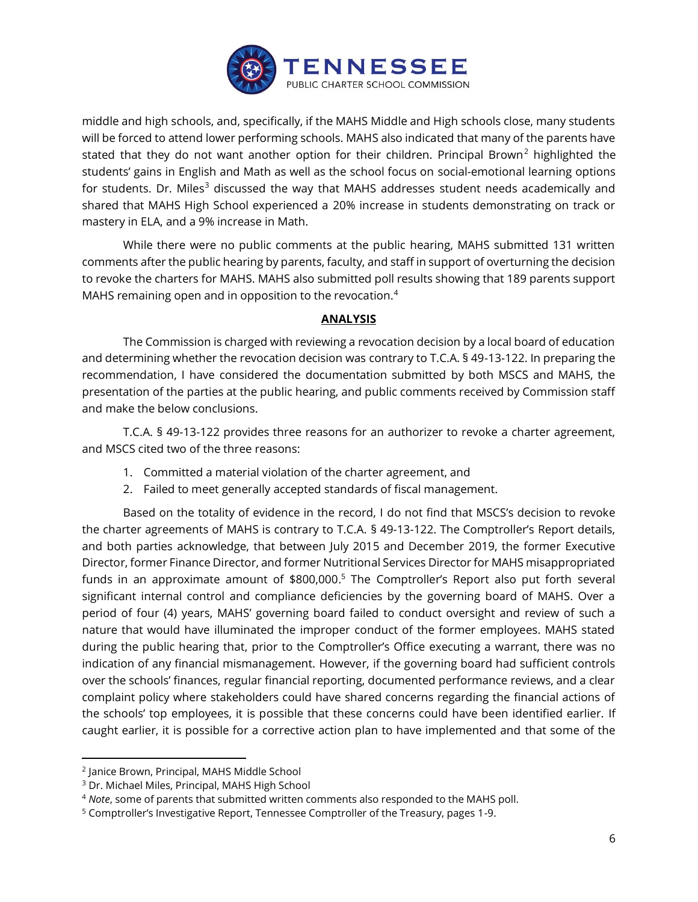middle and high schools, and, specifically, if the MAHS Middle and High schools close, many students will be forced to attend lower performing schools. MAHS also indicated that many of the parents have stated that they do not want another option for their children. Principal Brown[2] highlighted the students' gains in English and Math as well as the school focus on social-emotional learning options for students. Dr. Miles[3] discussed the way that MAHS addresses student needs academically and shared that MAHS High School experienced a 20% increase in students demonstrating on track or mastery in ELA, and a 9% increase in Math.

While there were no public comments at the public hearing, MAHS submitted 131 written comments after the public hearing by parents, faculty, and staff in support of overturning the decision to revoke the charters for MAHS. MAHS also submitted poll results showing that 189 parents support MAHS remaining open and in opposition to the revocation.[4]

## ANALYSIS

The Commission is charged with reviewing a revocation decision by a local board of education and determining whether the revocation decision was contrary to T.C.A. § 49-13-122. In preparing the recommendation, I have considered the documentation submitted by both MSCS and MAHS, the presentation of the parties at the public hearing, and public comments received by Commission staff and make the below conclusions.

T.C.A. § 49-13-122 provides three reasons for an authorizer to revoke a charter agreement, and MSCS cited two of the three reasons:

1. Committed a material violation of the charter agreement, and
2. Failed to meet generally accepted standards of fiscal management.

Based on the totality of evidence in the record, I do not find that MSCS's decision to revoke the charter agreements of MAHS is contrary to T.C.A. § 49-13-122. The Comptroller's Report details, and both parties acknowledge, that between July 2015 and December 2019, the former Executive Director, former Finance Director, and former Nutritional Services Director for MAHS misappropriated funds in an approximate amount of $800,000.[5] The Comptroller's Report also put forth several significant internal control and compliance deficiencies by the governing board of MAHS. Over a period of four (4) years, MAHS' governing board failed to conduct oversight and review of such a nature that would have illuminated the improper conduct of the former employees. MAHS stated during the public hearing that, prior to the Comptroller's Office executing a warrant, there was no indication of any financial mismanagement. However, if the governing board had sufficient controls over the schools' finances, regular financial reporting, documented performance reviews, and a clear complaint policy where stakeholders could have shared concerns regarding the financial actions of the schools' top employees, it is possible that these concerns could have been identified earlier. If caught earlier, it is possible for a corrective action plan to have implemented and that some of the

---

[2] Janice Brown, Principal, MAHS Middle School

[3] Dr. Michael Miles, Principal, MAHS High School

[4] *Note*, some of parents that submitted written comments also responded to the MAHS poll.

[5] Comptroller's Investigative Report, Tennessee Comptroller of the Treasury, pages 1-9.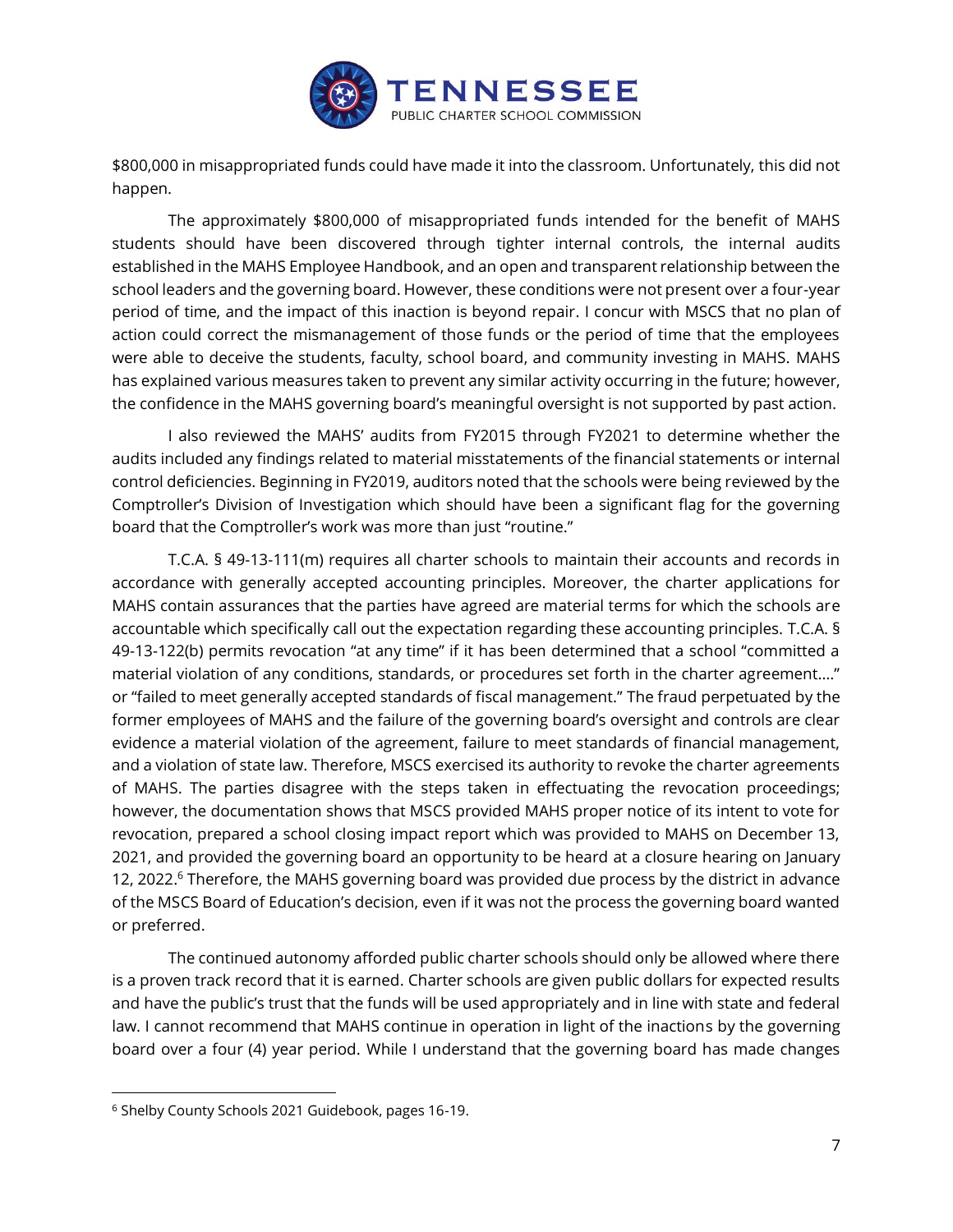$800,000 in misappropriated funds could have made it into the classroom. Unfortunately, this did not happen.

The approximately $800,000 of misappropriated funds intended for the benefit of MAHS students should have been discovered through tighter internal controls, the internal audits established in the MAHS Employee Handbook, and an open and transparent relationship between the school leaders and the governing board. However, these conditions were not present over a four-year period of time, and the impact of this inaction is beyond repair. I concur with MSCS that no plan of action could correct the mismanagement of those funds or the period of time that the employees were able to deceive the students, faculty, school board, and community investing in MAHS. MAHS has explained various measures taken to prevent any similar activity occurring in the future; however, the confidence in the MAHS governing board's meaningful oversight is not supported by past action.

I also reviewed the MAHS' audits from FY2015 through FY2021 to determine whether the audits included any findings related to material misstatements of the financial statements or internal control deficiencies. Beginning in FY2019, auditors noted that the schools were being reviewed by the Comptroller's Division of Investigation which should have been a significant flag for the governing board that the Comptroller's work was more than just "routine."

T.C.A. § 49-13-111(m) requires all charter schools to maintain their accounts and records in accordance with generally accepted accounting principles. Moreover, the charter applications for MAHS contain assurances that the parties have agreed are material terms for which the schools are accountable which specifically call out the expectation regarding these accounting principles. T.C.A. § 49-13-122(b) permits revocation "at any time" if it has been determined that a school "committed a material violation of any conditions, standards, or procedures set forth in the charter agreement…." or "failed to meet generally accepted standards of fiscal management." The fraud perpetuated by the former employees of MAHS and the failure of the governing board's oversight and controls are clear evidence a material violation of the agreement, failure to meet standards of financial management, and a violation of state law. Therefore, MSCS exercised its authority to revoke the charter agreements of MAHS. The parties disagree with the steps taken in effectuating the revocation proceedings; however, the documentation shows that MSCS provided MAHS proper notice of its intent to vote for revocation, prepared a school closing impact report which was provided to MAHS on December 13, 2021, and provided the governing board an opportunity to be heard at a closure hearing on January 12, 2022.[6] Therefore, the MAHS governing board was provided due process by the district in advance of the MSCS Board of Education's decision, even if it was not the process the governing board wanted or preferred.

The continued autonomy afforded public charter schools should only be allowed where there is a proven track record that it is earned. Charter schools are given public dollars for expected results and have the public's trust that the funds will be used appropriately and in line with state and federal law. I cannot recommend that MAHS continue in operation in light of the inactions by the governing board over a four (4) year period. While I understand that the governing board has made changes

---

[6] Shelby County Schools 2021 Guidebook, pages 16-19.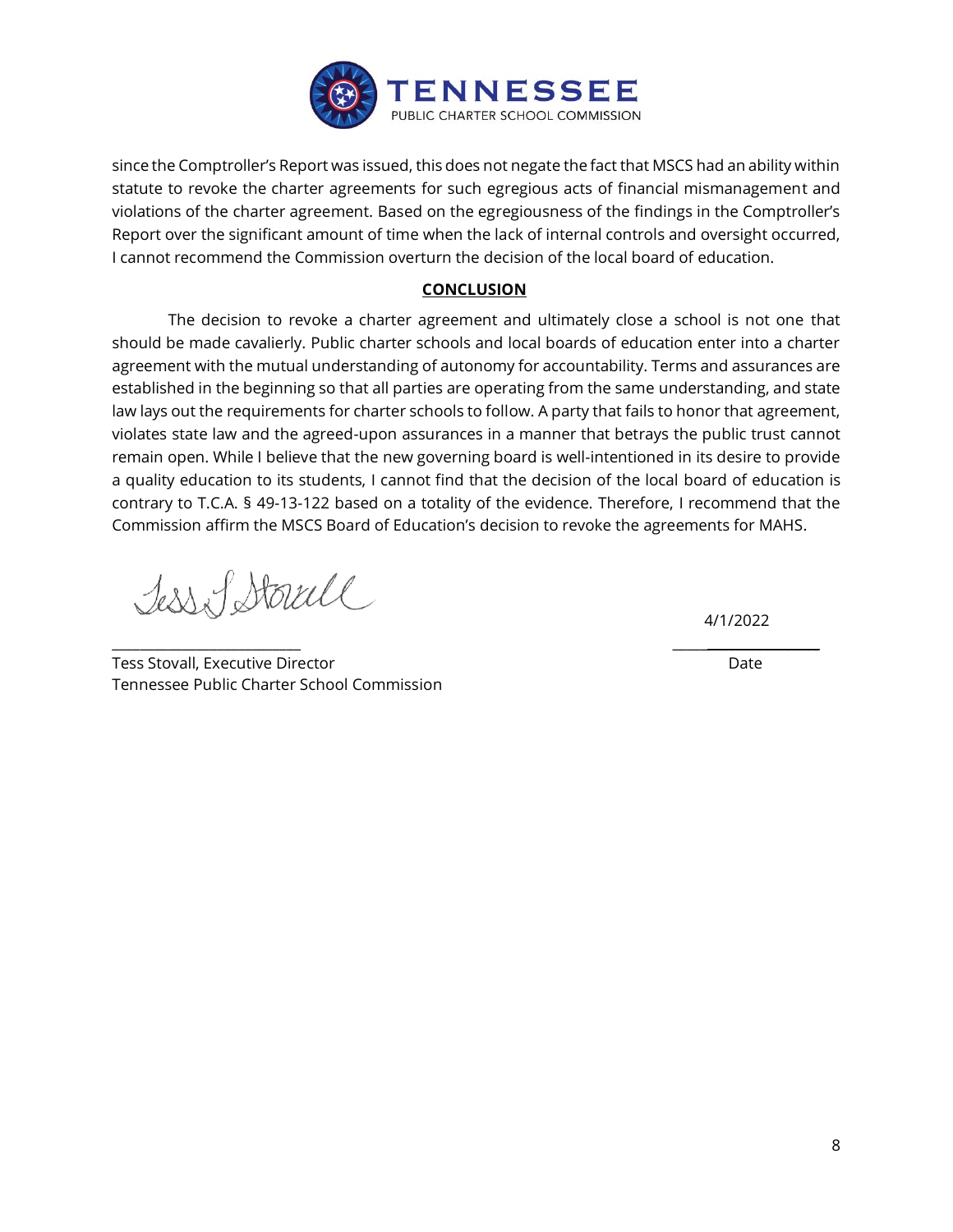since the Comptroller's Report was issued, this does not negate the fact that MSCS had an ability within statute to revoke the charter agreements for such egregious acts of financial mismanagement and violations of the charter agreement. Based on the egregiousness of the findings in the Comptroller's Report over the significant amount of time when the lack of internal controls and oversight occurred, I cannot recommend the Commission overturn the decision of the local board of education.

## CONCLUSION

The decision to revoke a charter agreement and ultimately close a school is not one that should be made cavalierly. Public charter schools and local boards of education enter into a charter agreement with the mutual understanding of autonomy for accountability. Terms and assurances are established in the beginning so that all parties are operating from the same understanding, and state law lays out the requirements for charter schools to follow. A party that fails to honor that agreement, violates state law and the agreed-upon assurances in a manner that betrays the public trust cannot remain open. While I believe that the new governing board is well-intentioned in its desire to provide a quality education to its students, I cannot find that the decision of the local board of education is contrary to T.C.A. § 49-13-122 based on a totality of the evidence. Therefore, I recommend that the Commission affirm the MSCS Board of Education's decision to revoke the agreements for MAHS.

Tess S Stovall

4/1/2022

Tess Stovall, Executive Director
Tennessee Public Charter School Commission

Date